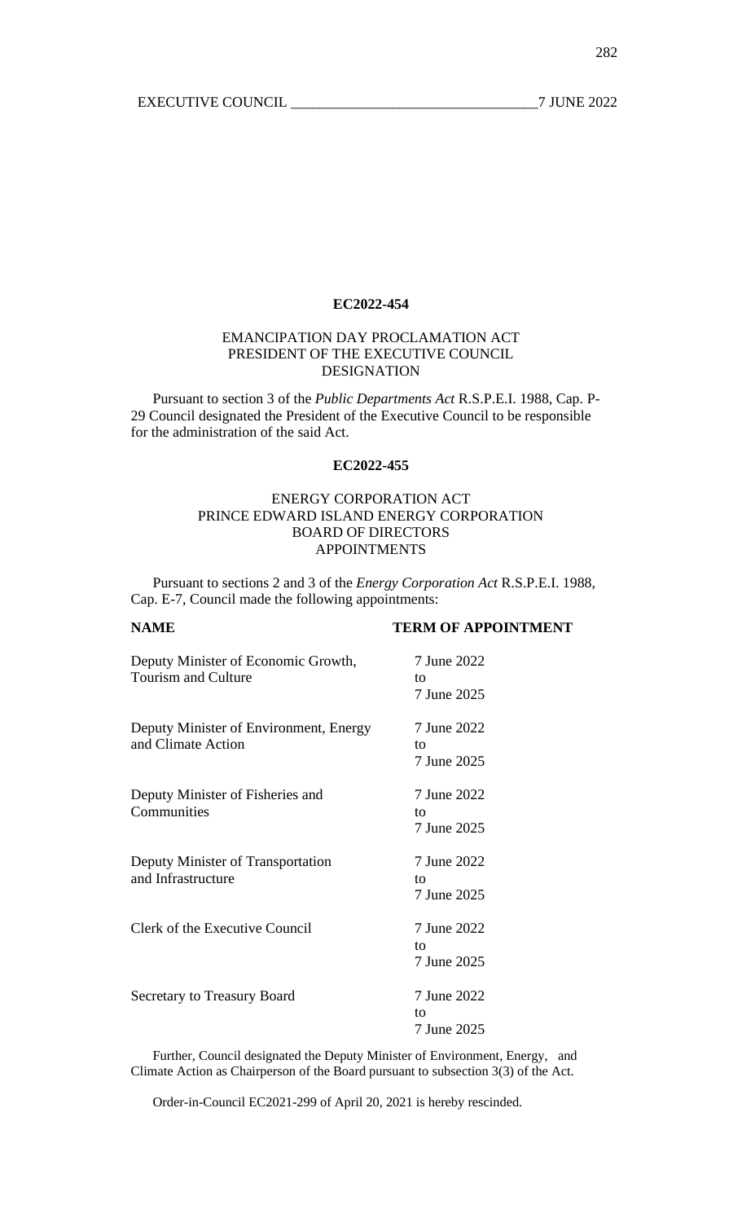**EC2022-454**

EMANCIPATION DAY PROCLAMATION ACT
PRESIDENT OF THE EXECUTIVE COUNCIL
DESIGNATION

Pursuant to section 3 of the *Public Departments Act* R.S.P.E.I. 1988, Cap. P-29 Council designated the President of the Executive Council to be responsible for the administration of the said Act.

**EC2022-455**

ENERGY CORPORATION ACT
PRINCE EDWARD ISLAND ENERGY CORPORATION
BOARD OF DIRECTORS
APPOINTMENTS

Pursuant to sections 2 and 3 of the *Energy Corporation Act* R.S.P.E.I. 1988, Cap. E-7, Council made the following appointments:

| **NAME** | **TERM OF APPOINTMENT** |
|---|---|
| Deputy Minister of Economic Growth, Tourism and Culture | 7 June 2022 to 7 June 2025 |
| Deputy Minister of Environment, Energy and Climate Action | 7 June 2022 to 7 June 2025 |
| Deputy Minister of Fisheries and Communities | 7 June 2022 to 7 June 2025 |
| Deputy Minister of Transportation and Infrastructure | 7 June 2022 to 7 June 2025 |
| Clerk of the Executive Council | 7 June 2022 to 7 June 2025 |
| Secretary to Treasury Board | 7 June 2022 to 7 June 2025 |

Further, Council designated the Deputy Minister of Environment, Energy, and Climate Action as Chairperson of the Board pursuant to subsection 3(3) of the Act.

Order-in-Council EC2021-299 of April 20, 2021 is hereby rescinded.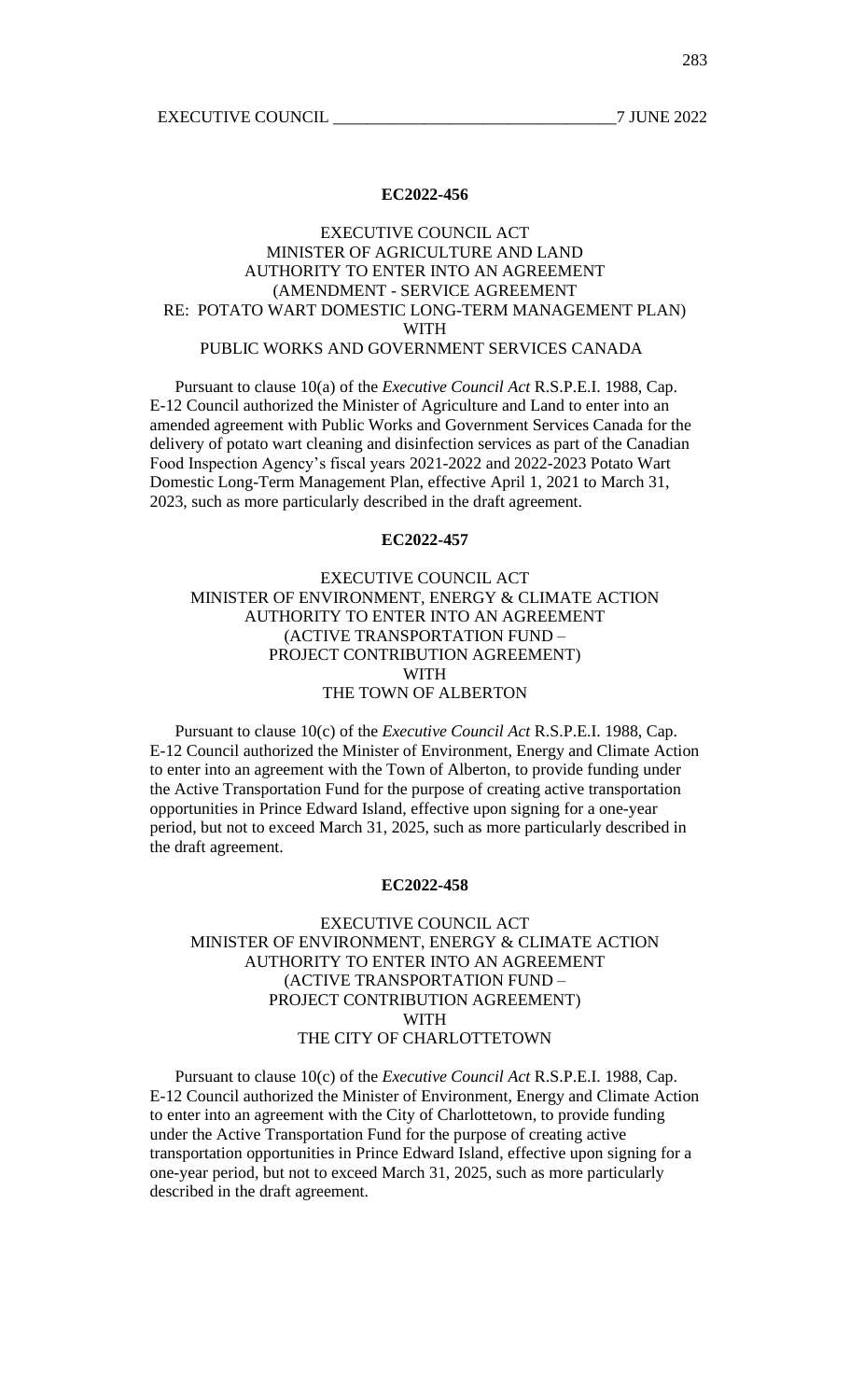**EC2022-456**

EXECUTIVE COUNCIL ACT
MINISTER OF AGRICULTURE AND LAND
AUTHORITY TO ENTER INTO AN AGREEMENT
(AMENDMENT - SERVICE AGREEMENT
RE: POTATO WART DOMESTIC LONG-TERM MANAGEMENT PLAN)
WITH
PUBLIC WORKS AND GOVERNMENT SERVICES CANADA

Pursuant to clause 10(a) of the *Executive Council Act* R.S.P.E.I. 1988, Cap. E-12 Council authorized the Minister of Agriculture and Land to enter into an amended agreement with Public Works and Government Services Canada for the delivery of potato wart cleaning and disinfection services as part of the Canadian Food Inspection Agency's fiscal years 2021-2022 and 2022-2023 Potato Wart Domestic Long-Term Management Plan, effective April 1, 2021 to March 31, 2023, such as more particularly described in the draft agreement.

**EC2022-457**

EXECUTIVE COUNCIL ACT
MINISTER OF ENVIRONMENT, ENERGY & CLIMATE ACTION
AUTHORITY TO ENTER INTO AN AGREEMENT
(ACTIVE TRANSPORTATION FUND –
PROJECT CONTRIBUTION AGREEMENT)
WITH
THE TOWN OF ALBERTON

Pursuant to clause 10(c) of the *Executive Council Act* R.S.P.E.I. 1988, Cap. E-12 Council authorized the Minister of Environment, Energy and Climate Action to enter into an agreement with the Town of Alberton, to provide funding under the Active Transportation Fund for the purpose of creating active transportation opportunities in Prince Edward Island, effective upon signing for a one-year period, but not to exceed March 31, 2025, such as more particularly described in the draft agreement.

**EC2022-458**

EXECUTIVE COUNCIL ACT
MINISTER OF ENVIRONMENT, ENERGY & CLIMATE ACTION
AUTHORITY TO ENTER INTO AN AGREEMENT
(ACTIVE TRANSPORTATION FUND –
PROJECT CONTRIBUTION AGREEMENT)
WITH
THE CITY OF CHARLOTTETOWN

Pursuant to clause 10(c) of the *Executive Council Act* R.S.P.E.I. 1988, Cap. E-12 Council authorized the Minister of Environment, Energy and Climate Action to enter into an agreement with the City of Charlottetown, to provide funding under the Active Transportation Fund for the purpose of creating active transportation opportunities in Prince Edward Island, effective upon signing for a one-year period, but not to exceed March 31, 2025, such as more particularly described in the draft agreement.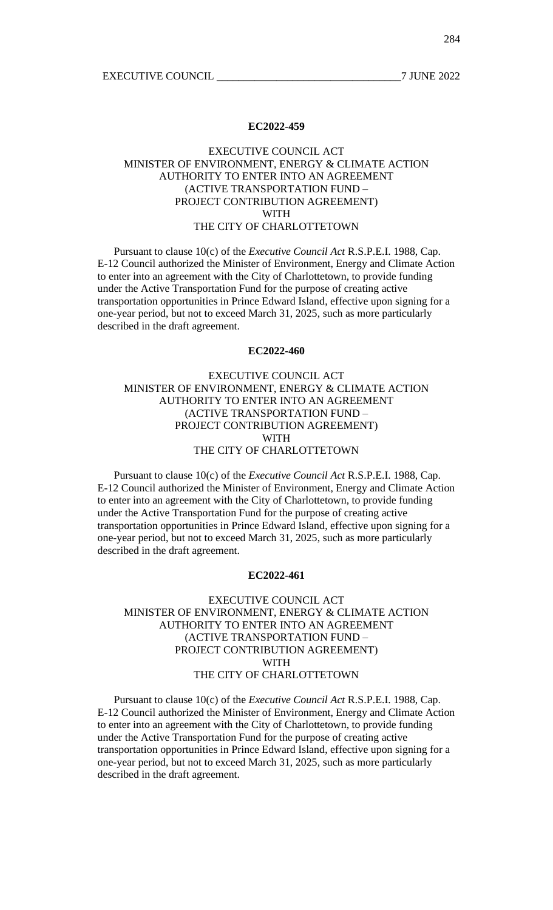**EC2022-459**

EXECUTIVE COUNCIL ACT
MINISTER OF ENVIRONMENT, ENERGY & CLIMATE ACTION
AUTHORITY TO ENTER INTO AN AGREEMENT
(ACTIVE TRANSPORTATION FUND –
PROJECT CONTRIBUTION AGREEMENT)
WITH
THE CITY OF CHARLOTTETOWN

Pursuant to clause 10(c) of the *Executive Council Act* R.S.P.E.I. 1988, Cap. E-12 Council authorized the Minister of Environment, Energy and Climate Action to enter into an agreement with the City of Charlottetown, to provide funding under the Active Transportation Fund for the purpose of creating active transportation opportunities in Prince Edward Island, effective upon signing for a one-year period, but not to exceed March 31, 2025, such as more particularly described in the draft agreement.

**EC2022-460**

EXECUTIVE COUNCIL ACT
MINISTER OF ENVIRONMENT, ENERGY & CLIMATE ACTION
AUTHORITY TO ENTER INTO AN AGREEMENT
(ACTIVE TRANSPORTATION FUND –
PROJECT CONTRIBUTION AGREEMENT)
WITH
THE CITY OF CHARLOTTETOWN

Pursuant to clause 10(c) of the *Executive Council Act* R.S.P.E.I. 1988, Cap. E-12 Council authorized the Minister of Environment, Energy and Climate Action to enter into an agreement with the City of Charlottetown, to provide funding under the Active Transportation Fund for the purpose of creating active transportation opportunities in Prince Edward Island, effective upon signing for a one-year period, but not to exceed March 31, 2025, such as more particularly described in the draft agreement.

**EC2022-461**

EXECUTIVE COUNCIL ACT
MINISTER OF ENVIRONMENT, ENERGY & CLIMATE ACTION
AUTHORITY TO ENTER INTO AN AGREEMENT
(ACTIVE TRANSPORTATION FUND –
PROJECT CONTRIBUTION AGREEMENT)
WITH
THE CITY OF CHARLOTTETOWN

Pursuant to clause 10(c) of the *Executive Council Act* R.S.P.E.I. 1988, Cap. E-12 Council authorized the Minister of Environment, Energy and Climate Action to enter into an agreement with the City of Charlottetown, to provide funding under the Active Transportation Fund for the purpose of creating active transportation opportunities in Prince Edward Island, effective upon signing for a one-year period, but not to exceed March 31, 2025, such as more particularly described in the draft agreement.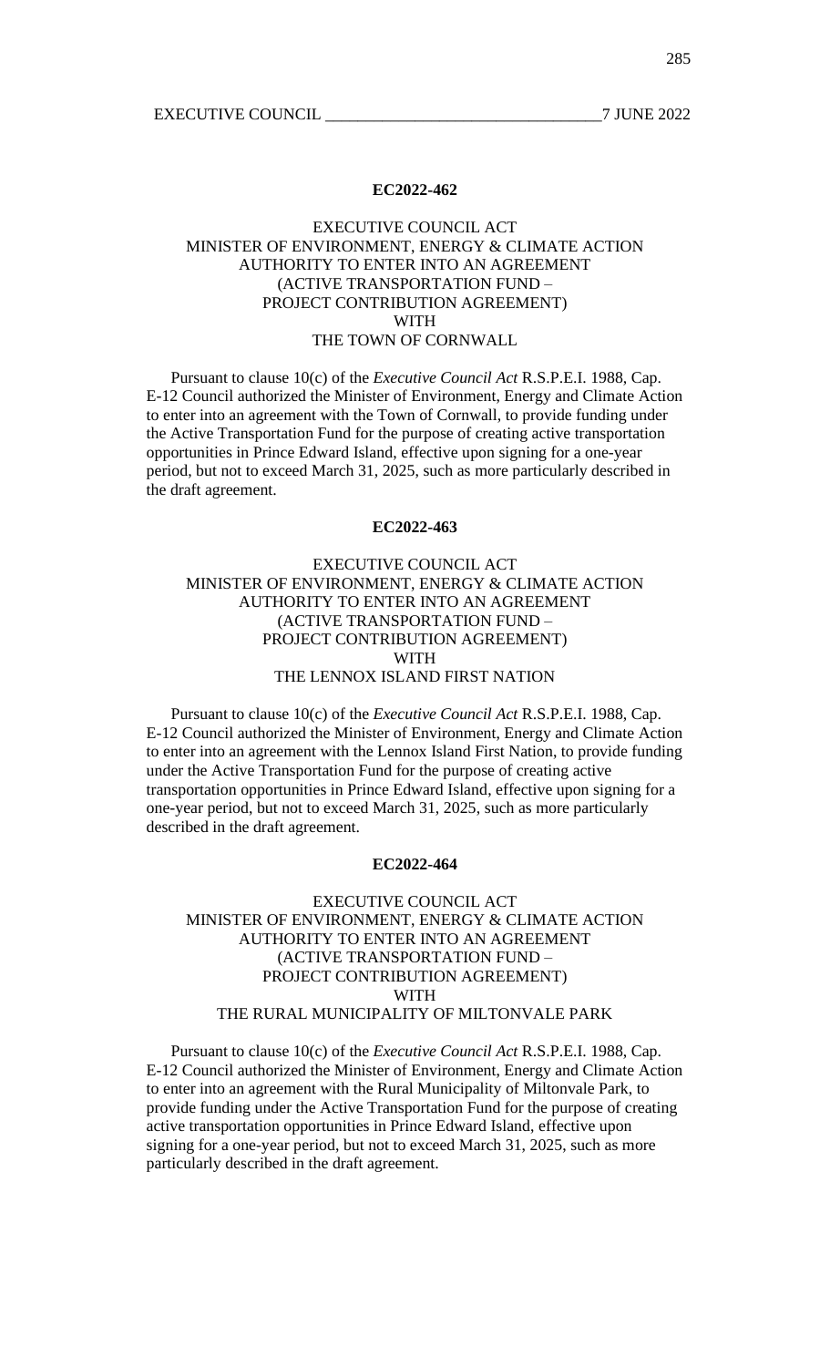### EC2022-462

EXECUTIVE COUNCIL ACT
MINISTER OF ENVIRONMENT, ENERGY & CLIMATE ACTION
AUTHORITY TO ENTER INTO AN AGREEMENT
(ACTIVE TRANSPORTATION FUND –
PROJECT CONTRIBUTION AGREEMENT)
WITH
THE TOWN OF CORNWALL

Pursuant to clause 10(c) of the *Executive Council Act* R.S.P.E.I. 1988, Cap. E-12 Council authorized the Minister of Environment, Energy and Climate Action to enter into an agreement with the Town of Cornwall, to provide funding under the Active Transportation Fund for the purpose of creating active transportation opportunities in Prince Edward Island, effective upon signing for a one-year period, but not to exceed March 31, 2025, such as more particularly described in the draft agreement.

### EC2022-463

EXECUTIVE COUNCIL ACT
MINISTER OF ENVIRONMENT, ENERGY & CLIMATE ACTION
AUTHORITY TO ENTER INTO AN AGREEMENT
(ACTIVE TRANSPORTATION FUND –
PROJECT CONTRIBUTION AGREEMENT)
WITH
THE LENNOX ISLAND FIRST NATION

Pursuant to clause 10(c) of the *Executive Council Act* R.S.P.E.I. 1988, Cap. E-12 Council authorized the Minister of Environment, Energy and Climate Action to enter into an agreement with the Lennox Island First Nation, to provide funding under the Active Transportation Fund for the purpose of creating active transportation opportunities in Prince Edward Island, effective upon signing for a one-year period, but not to exceed March 31, 2025, such as more particularly described in the draft agreement.

### EC2022-464

EXECUTIVE COUNCIL ACT
MINISTER OF ENVIRONMENT, ENERGY & CLIMATE ACTION
AUTHORITY TO ENTER INTO AN AGREEMENT
(ACTIVE TRANSPORTATION FUND –
PROJECT CONTRIBUTION AGREEMENT)
WITH
THE RURAL MUNICIPALITY OF MILTONVALE PARK

Pursuant to clause 10(c) of the *Executive Council Act* R.S.P.E.I. 1988, Cap. E-12 Council authorized the Minister of Environment, Energy and Climate Action to enter into an agreement with the Rural Municipality of Miltonvale Park, to provide funding under the Active Transportation Fund for the purpose of creating active transportation opportunities in Prince Edward Island, effective upon signing for a one-year period, but not to exceed March 31, 2025, such as more particularly described in the draft agreement.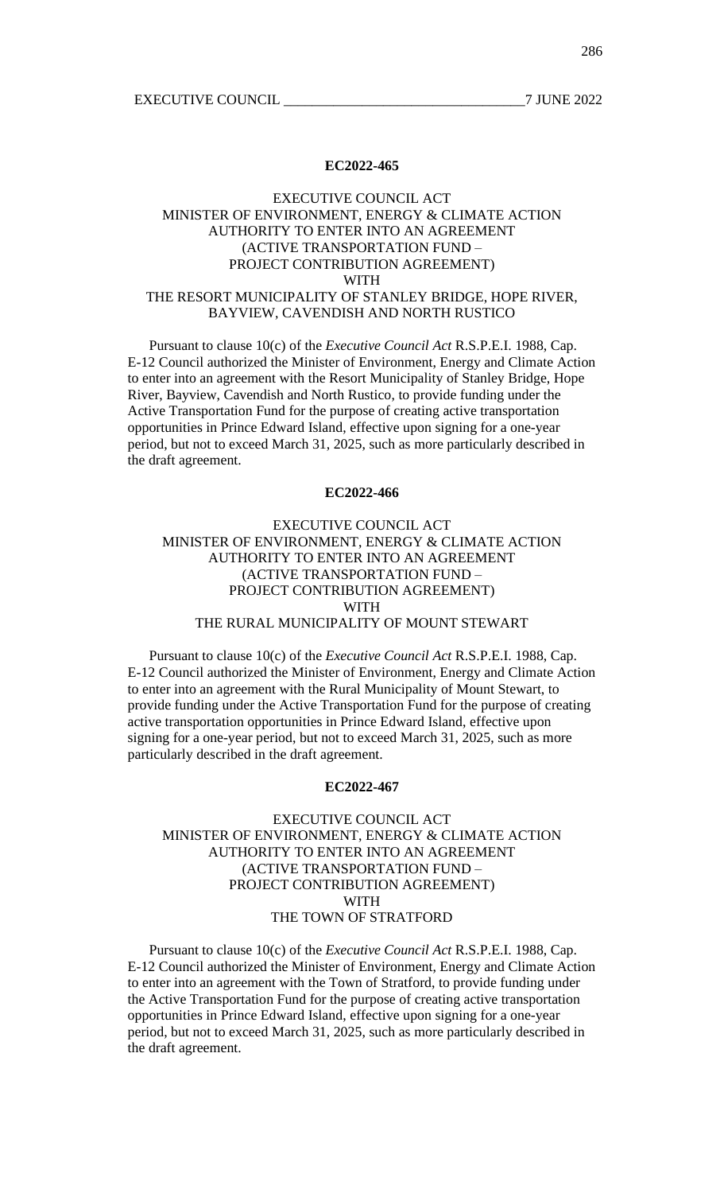**EC2022-465**

EXECUTIVE COUNCIL ACT
MINISTER OF ENVIRONMENT, ENERGY & CLIMATE ACTION
AUTHORITY TO ENTER INTO AN AGREEMENT
(ACTIVE TRANSPORTATION FUND –
PROJECT CONTRIBUTION AGREEMENT)
WITH
THE RESORT MUNICIPALITY OF STANLEY BRIDGE, HOPE RIVER, BAYVIEW, CAVENDISH AND NORTH RUSTICO

Pursuant to clause 10(c) of the *Executive Council Act* R.S.P.E.I. 1988, Cap. E-12 Council authorized the Minister of Environment, Energy and Climate Action to enter into an agreement with the Resort Municipality of Stanley Bridge, Hope River, Bayview, Cavendish and North Rustico, to provide funding under the Active Transportation Fund for the purpose of creating active transportation opportunities in Prince Edward Island, effective upon signing for a one-year period, but not to exceed March 31, 2025, such as more particularly described in the draft agreement.

**EC2022-466**

EXECUTIVE COUNCIL ACT
MINISTER OF ENVIRONMENT, ENERGY & CLIMATE ACTION
AUTHORITY TO ENTER INTO AN AGREEMENT
(ACTIVE TRANSPORTATION FUND –
PROJECT CONTRIBUTION AGREEMENT)
WITH
THE RURAL MUNICIPALITY OF MOUNT STEWART

Pursuant to clause 10(c) of the *Executive Council Act* R.S.P.E.I. 1988, Cap. E-12 Council authorized the Minister of Environment, Energy and Climate Action to enter into an agreement with the Rural Municipality of Mount Stewart, to provide funding under the Active Transportation Fund for the purpose of creating active transportation opportunities in Prince Edward Island, effective upon signing for a one-year period, but not to exceed March 31, 2025, such as more particularly described in the draft agreement.

**EC2022-467**

EXECUTIVE COUNCIL ACT
MINISTER OF ENVIRONMENT, ENERGY & CLIMATE ACTION
AUTHORITY TO ENTER INTO AN AGREEMENT
(ACTIVE TRANSPORTATION FUND –
PROJECT CONTRIBUTION AGREEMENT)
WITH
THE TOWN OF STRATFORD

Pursuant to clause 10(c) of the *Executive Council Act* R.S.P.E.I. 1988, Cap. E-12 Council authorized the Minister of Environment, Energy and Climate Action to enter into an agreement with the Town of Stratford, to provide funding under the Active Transportation Fund for the purpose of creating active transportation opportunities in Prince Edward Island, effective upon signing for a one-year period, but not to exceed March 31, 2025, such as more particularly described in the draft agreement.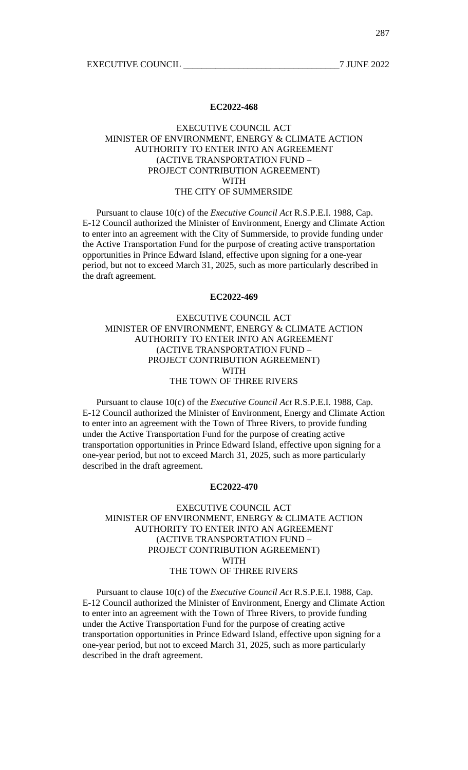### EC2022-468

EXECUTIVE COUNCIL ACT
MINISTER OF ENVIRONMENT, ENERGY & CLIMATE ACTION
AUTHORITY TO ENTER INTO AN AGREEMENT
(ACTIVE TRANSPORTATION FUND –
PROJECT CONTRIBUTION AGREEMENT)
WITH
THE CITY OF SUMMERSIDE

Pursuant to clause 10(c) of the *Executive Council Act* R.S.P.E.I. 1988, Cap. E-12 Council authorized the Minister of Environment, Energy and Climate Action to enter into an agreement with the City of Summerside, to provide funding under the Active Transportation Fund for the purpose of creating active transportation opportunities in Prince Edward Island, effective upon signing for a one-year period, but not to exceed March 31, 2025, such as more particularly described in the draft agreement.

### EC2022-469

EXECUTIVE COUNCIL ACT
MINISTER OF ENVIRONMENT, ENERGY & CLIMATE ACTION
AUTHORITY TO ENTER INTO AN AGREEMENT
(ACTIVE TRANSPORTATION FUND –
PROJECT CONTRIBUTION AGREEMENT)
WITH
THE TOWN OF THREE RIVERS

Pursuant to clause 10(c) of the *Executive Council Act* R.S.P.E.I. 1988, Cap. E-12 Council authorized the Minister of Environment, Energy and Climate Action to enter into an agreement with the Town of Three Rivers, to provide funding under the Active Transportation Fund for the purpose of creating active transportation opportunities in Prince Edward Island, effective upon signing for a one-year period, but not to exceed March 31, 2025, such as more particularly described in the draft agreement.

### EC2022-470

EXECUTIVE COUNCIL ACT
MINISTER OF ENVIRONMENT, ENERGY & CLIMATE ACTION
AUTHORITY TO ENTER INTO AN AGREEMENT
(ACTIVE TRANSPORTATION FUND –
PROJECT CONTRIBUTION AGREEMENT)
WITH
THE TOWN OF THREE RIVERS

Pursuant to clause 10(c) of the *Executive Council Act* R.S.P.E.I. 1988, Cap. E-12 Council authorized the Minister of Environment, Energy and Climate Action to enter into an agreement with the Town of Three Rivers, to provide funding under the Active Transportation Fund for the purpose of creating active transportation opportunities in Prince Edward Island, effective upon signing for a one-year period, but not to exceed March 31, 2025, such as more particularly described in the draft agreement.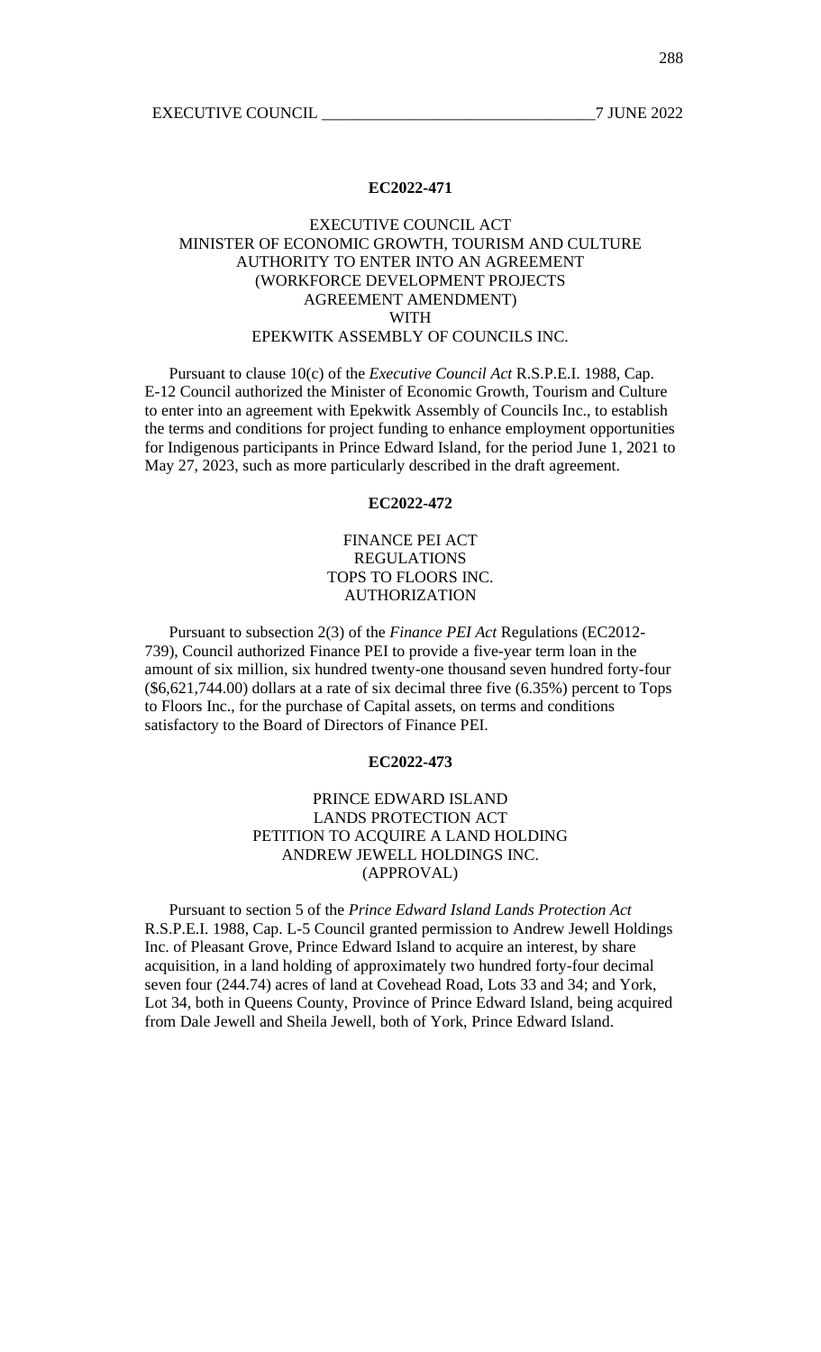**EC2022-471**

EXECUTIVE COUNCIL ACT
MINISTER OF ECONOMIC GROWTH, TOURISM AND CULTURE
AUTHORITY TO ENTER INTO AN AGREEMENT
(WORKFORCE DEVELOPMENT PROJECTS
AGREEMENT AMENDMENT)
WITH
EPEKWITK ASSEMBLY OF COUNCILS INC.

Pursuant to clause 10(c) of the *Executive Council Act* R.S.P.E.I. 1988, Cap. E-12 Council authorized the Minister of Economic Growth, Tourism and Culture to enter into an agreement with Epekwitk Assembly of Councils Inc., to establish the terms and conditions for project funding to enhance employment opportunities for Indigenous participants in Prince Edward Island, for the period June 1, 2021 to May 27, 2023, such as more particularly described in the draft agreement.

**EC2022-472**

FINANCE PEI ACT
REGULATIONS
TOPS TO FLOORS INC.
AUTHORIZATION

Pursuant to subsection 2(3) of the *Finance PEI Act* Regulations (EC2012-739), Council authorized Finance PEI to provide a five-year term loan in the amount of six million, six hundred twenty-one thousand seven hundred forty-four ($6,621,744.00) dollars at a rate of six decimal three five (6.35%) percent to Tops to Floors Inc., for the purchase of Capital assets, on terms and conditions satisfactory to the Board of Directors of Finance PEI.

**EC2022-473**

PRINCE EDWARD ISLAND
LANDS PROTECTION ACT
PETITION TO ACQUIRE A LAND HOLDING
ANDREW JEWELL HOLDINGS INC.
(APPROVAL)

Pursuant to section 5 of the *Prince Edward Island Lands Protection Act* R.S.P.E.I. 1988, Cap. L-5 Council granted permission to Andrew Jewell Holdings Inc. of Pleasant Grove, Prince Edward Island to acquire an interest, by share acquisition, in a land holding of approximately two hundred forty-four decimal seven four (244.74) acres of land at Covehead Road, Lots 33 and 34; and York, Lot 34, both in Queens County, Province of Prince Edward Island, being acquired from Dale Jewell and Sheila Jewell, both of York, Prince Edward Island.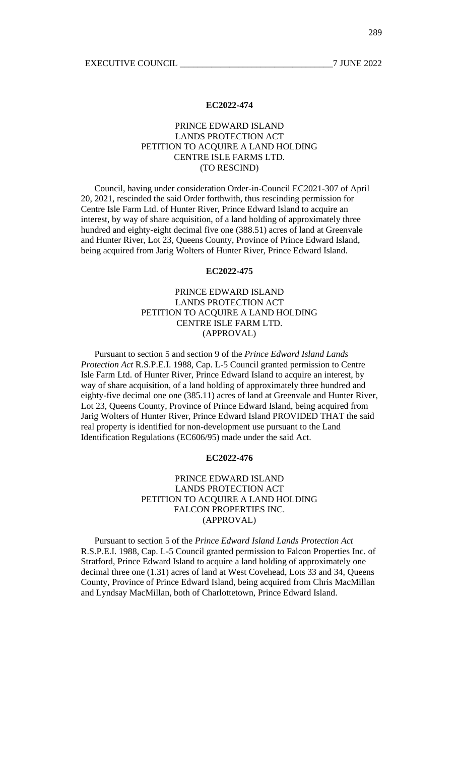### EC2022-474

PRINCE EDWARD ISLAND
LANDS PROTECTION ACT
PETITION TO ACQUIRE A LAND HOLDING
CENTRE ISLE FARMS LTD.
(TO RESCIND)

Council, having under consideration Order-in-Council EC2021-307 of April 20, 2021, rescinded the said Order forthwith, thus rescinding permission for Centre Isle Farm Ltd. of Hunter River, Prince Edward Island to acquire an interest, by way of share acquisition, of a land holding of approximately three hundred and eighty-eight decimal five one (388.51) acres of land at Greenvale and Hunter River, Lot 23, Queens County, Province of Prince Edward Island, being acquired from Jarig Wolters of Hunter River, Prince Edward Island.

### EC2022-475

PRINCE EDWARD ISLAND
LANDS PROTECTION ACT
PETITION TO ACQUIRE A LAND HOLDING
CENTRE ISLE FARM LTD.
(APPROVAL)

Pursuant to section 5 and section 9 of the *Prince Edward Island Lands Protection Act* R.S.P.E.I. 1988, Cap. L-5 Council granted permission to Centre Isle Farm Ltd. of Hunter River, Prince Edward Island to acquire an interest, by way of share acquisition, of a land holding of approximately three hundred and eighty-five decimal one one (385.11) acres of land at Greenvale and Hunter River, Lot 23, Queens County, Province of Prince Edward Island, being acquired from Jarig Wolters of Hunter River, Prince Edward Island PROVIDED THAT the said real property is identified for non-development use pursuant to the Land Identification Regulations (EC606/95) made under the said Act.

### EC2022-476

PRINCE EDWARD ISLAND
LANDS PROTECTION ACT
PETITION TO ACQUIRE A LAND HOLDING
FALCON PROPERTIES INC.
(APPROVAL)

Pursuant to section 5 of the *Prince Edward Island Lands Protection Act* R.S.P.E.I. 1988, Cap. L-5 Council granted permission to Falcon Properties Inc. of Stratford, Prince Edward Island to acquire a land holding of approximately one decimal three one (1.31) acres of land at West Covehead, Lots 33 and 34, Queens County, Province of Prince Edward Island, being acquired from Chris MacMillan and Lyndsay MacMillan, both of Charlottetown, Prince Edward Island.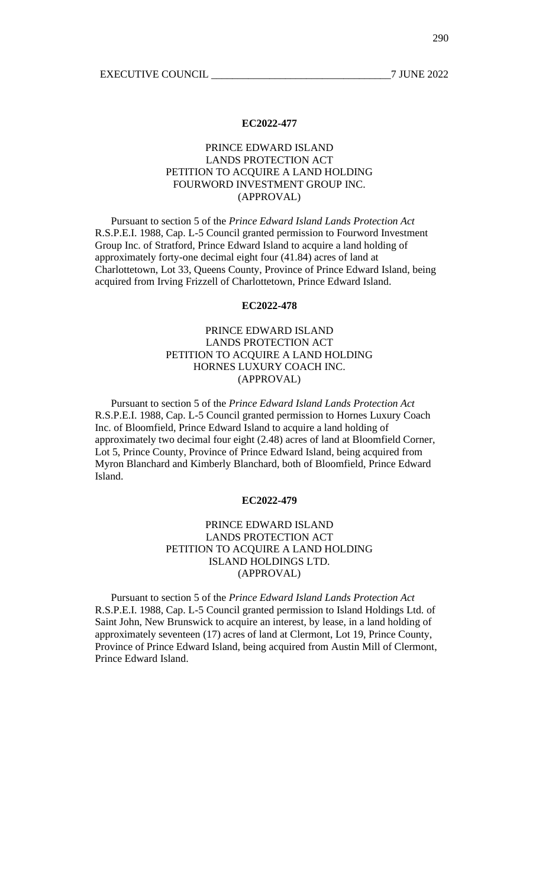**EC2022-477**

PRINCE EDWARD ISLAND
LANDS PROTECTION ACT
PETITION TO ACQUIRE A LAND HOLDING
FOURWORD INVESTMENT GROUP INC.
(APPROVAL)

Pursuant to section 5 of the *Prince Edward Island Lands Protection Act* R.S.P.E.I. 1988, Cap. L-5 Council granted permission to Fourword Investment Group Inc. of Stratford, Prince Edward Island to acquire a land holding of approximately forty-one decimal eight four (41.84) acres of land at Charlottetown, Lot 33, Queens County, Province of Prince Edward Island, being acquired from Irving Frizzell of Charlottetown, Prince Edward Island.

**EC2022-478**

PRINCE EDWARD ISLAND
LANDS PROTECTION ACT
PETITION TO ACQUIRE A LAND HOLDING
HORNES LUXURY COACH INC.
(APPROVAL)

Pursuant to section 5 of the *Prince Edward Island Lands Protection Act* R.S.P.E.I. 1988, Cap. L-5 Council granted permission to Hornes Luxury Coach Inc. of Bloomfield, Prince Edward Island to acquire a land holding of approximately two decimal four eight (2.48) acres of land at Bloomfield Corner, Lot 5, Prince County, Province of Prince Edward Island, being acquired from Myron Blanchard and Kimberly Blanchard, both of Bloomfield, Prince Edward Island.

**EC2022-479**

PRINCE EDWARD ISLAND
LANDS PROTECTION ACT
PETITION TO ACQUIRE A LAND HOLDING
ISLAND HOLDINGS LTD.
(APPROVAL)

Pursuant to section 5 of the *Prince Edward Island Lands Protection Act* R.S.P.E.I. 1988, Cap. L-5 Council granted permission to Island Holdings Ltd. of Saint John, New Brunswick to acquire an interest, by lease, in a land holding of approximately seventeen (17) acres of land at Clermont, Lot 19, Prince County, Province of Prince Edward Island, being acquired from Austin Mill of Clermont, Prince Edward Island.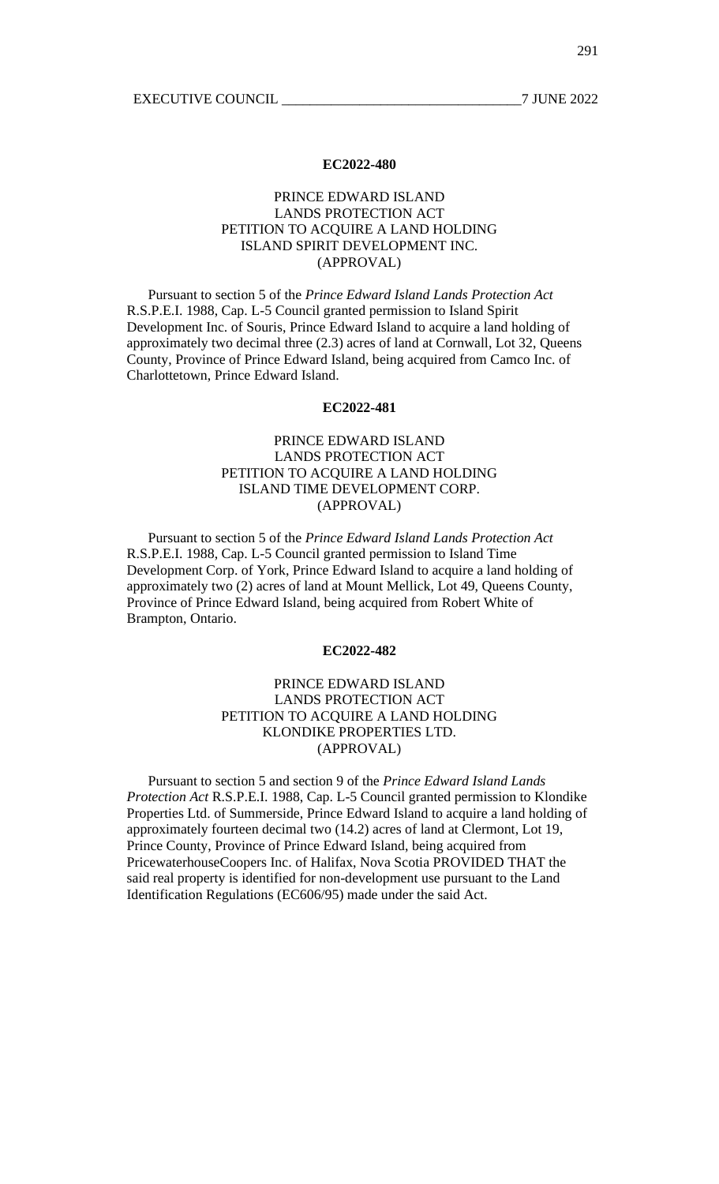### EC2022-480

PRINCE EDWARD ISLAND
LANDS PROTECTION ACT
PETITION TO ACQUIRE A LAND HOLDING
ISLAND SPIRIT DEVELOPMENT INC.
(APPROVAL)

Pursuant to section 5 of the *Prince Edward Island Lands Protection Act* R.S.P.E.I. 1988, Cap. L-5 Council granted permission to Island Spirit Development Inc. of Souris, Prince Edward Island to acquire a land holding of approximately two decimal three (2.3) acres of land at Cornwall, Lot 32, Queens County, Province of Prince Edward Island, being acquired from Camco Inc. of Charlottetown, Prince Edward Island.

### EC2022-481

PRINCE EDWARD ISLAND
LANDS PROTECTION ACT
PETITION TO ACQUIRE A LAND HOLDING
ISLAND TIME DEVELOPMENT CORP.
(APPROVAL)

Pursuant to section 5 of the *Prince Edward Island Lands Protection Act* R.S.P.E.I. 1988, Cap. L-5 Council granted permission to Island Time Development Corp. of York, Prince Edward Island to acquire a land holding of approximately two (2) acres of land at Mount Mellick, Lot 49, Queens County, Province of Prince Edward Island, being acquired from Robert White of Brampton, Ontario.

### EC2022-482

PRINCE EDWARD ISLAND
LANDS PROTECTION ACT
PETITION TO ACQUIRE A LAND HOLDING
KLONDIKE PROPERTIES LTD.
(APPROVAL)

Pursuant to section 5 and section 9 of the *Prince Edward Island Lands Protection Act* R.S.P.E.I. 1988, Cap. L-5 Council granted permission to Klondike Properties Ltd. of Summerside, Prince Edward Island to acquire a land holding of approximately fourteen decimal two (14.2) acres of land at Clermont, Lot 19, Prince County, Province of Prince Edward Island, being acquired from PricewaterhouseCoopers Inc. of Halifax, Nova Scotia PROVIDED THAT the said real property is identified for non-development use pursuant to the Land Identification Regulations (EC606/95) made under the said Act.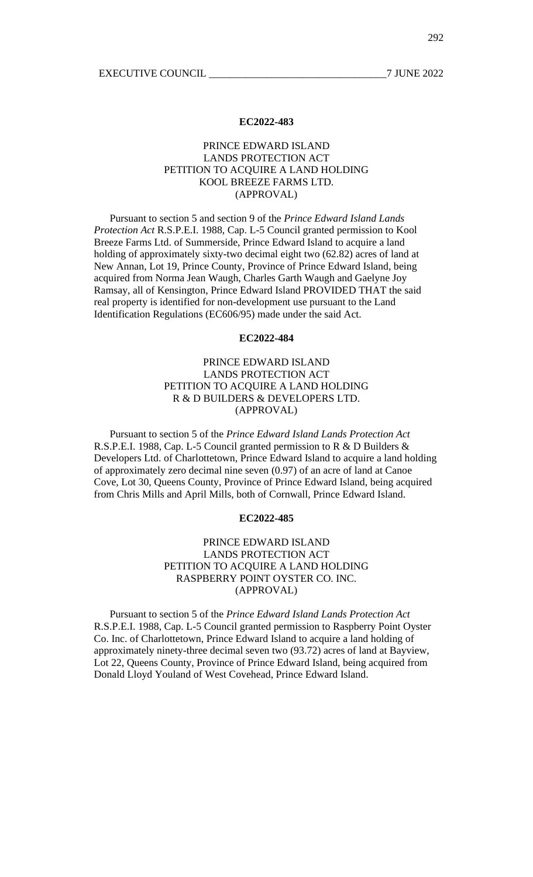## EC2022-483

PRINCE EDWARD ISLAND
LANDS PROTECTION ACT
PETITION TO ACQUIRE A LAND HOLDING
KOOL BREEZE FARMS LTD.
(APPROVAL)

Pursuant to section 5 and section 9 of the *Prince Edward Island Lands Protection Act* R.S.P.E.I. 1988, Cap. L-5 Council granted permission to Kool Breeze Farms Ltd. of Summerside, Prince Edward Island to acquire a land holding of approximately sixty-two decimal eight two (62.82) acres of land at New Annan, Lot 19, Prince County, Province of Prince Edward Island, being acquired from Norma Jean Waugh, Charles Garth Waugh and Gaelyne Joy Ramsay, all of Kensington, Prince Edward Island PROVIDED THAT the said real property is identified for non-development use pursuant to the Land Identification Regulations (EC606/95) made under the said Act.

## EC2022-484

PRINCE EDWARD ISLAND
LANDS PROTECTION ACT
PETITION TO ACQUIRE A LAND HOLDING
R & D BUILDERS & DEVELOPERS LTD.
(APPROVAL)

Pursuant to section 5 of the *Prince Edward Island Lands Protection Act* R.S.P.E.I. 1988, Cap. L-5 Council granted permission to R & D Builders & Developers Ltd. of Charlottetown, Prince Edward Island to acquire a land holding of approximately zero decimal nine seven (0.97) of an acre of land at Canoe Cove, Lot 30, Queens County, Province of Prince Edward Island, being acquired from Chris Mills and April Mills, both of Cornwall, Prince Edward Island.

## EC2022-485

PRINCE EDWARD ISLAND
LANDS PROTECTION ACT
PETITION TO ACQUIRE A LAND HOLDING
RASPBERRY POINT OYSTER CO. INC.
(APPROVAL)

Pursuant to section 5 of the *Prince Edward Island Lands Protection Act* R.S.P.E.I. 1988, Cap. L-5 Council granted permission to Raspberry Point Oyster Co. Inc. of Charlottetown, Prince Edward Island to acquire a land holding of approximately ninety-three decimal seven two (93.72) acres of land at Bayview, Lot 22, Queens County, Province of Prince Edward Island, being acquired from Donald Lloyd Youland of West Covehead, Prince Edward Island.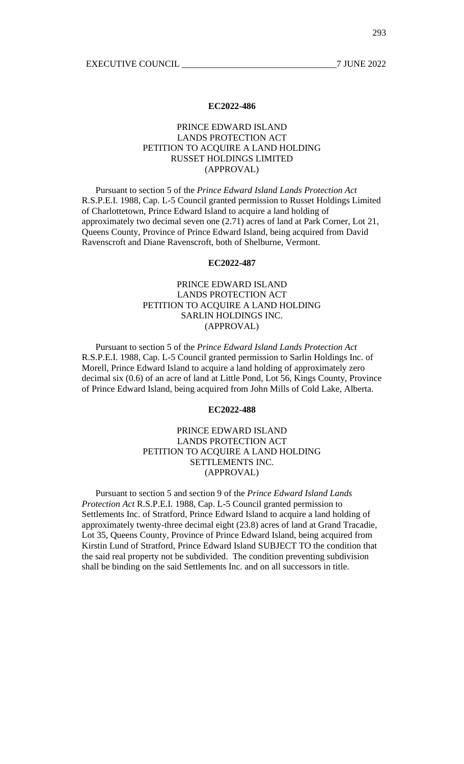**EC2022-486**

PRINCE EDWARD ISLAND
LANDS PROTECTION ACT
PETITION TO ACQUIRE A LAND HOLDING
RUSSET HOLDINGS LIMITED
(APPROVAL)

Pursuant to section 5 of the *Prince Edward Island Lands Protection Act* R.S.P.E.I. 1988, Cap. L-5 Council granted permission to Russet Holdings Limited of Charlottetown, Prince Edward Island to acquire a land holding of approximately two decimal seven one (2.71) acres of land at Park Corner, Lot 21, Queens County, Province of Prince Edward Island, being acquired from David Ravenscroft and Diane Ravenscroft, both of Shelburne, Vermont.

**EC2022-487**

PRINCE EDWARD ISLAND
LANDS PROTECTION ACT
PETITION TO ACQUIRE A LAND HOLDING
SARLIN HOLDINGS INC.
(APPROVAL)

Pursuant to section 5 of the *Prince Edward Island Lands Protection Act* R.S.P.E.I. 1988, Cap. L-5 Council granted permission to Sarlin Holdings Inc. of Morell, Prince Edward Island to acquire a land holding of approximately zero decimal six (0.6) of an acre of land at Little Pond, Lot 56, Kings County, Province of Prince Edward Island, being acquired from John Mills of Cold Lake, Alberta.

**EC2022-488**

PRINCE EDWARD ISLAND
LANDS PROTECTION ACT
PETITION TO ACQUIRE A LAND HOLDING
SETTLEMENTS INC.
(APPROVAL)

Pursuant to section 5 and section 9 of the *Prince Edward Island Lands Protection Act* R.S.P.E.I. 1988, Cap. L-5 Council granted permission to Settlements Inc. of Stratford, Prince Edward Island to acquire a land holding of approximately twenty-three decimal eight (23.8) acres of land at Grand Tracadie, Lot 35, Queens County, Province of Prince Edward Island, being acquired from Kirstin Lund of Stratford, Prince Edward Island SUBJECT TO the condition that the said real property not be subdivided. The condition preventing subdivision shall be binding on the said Settlements Inc. and on all successors in title.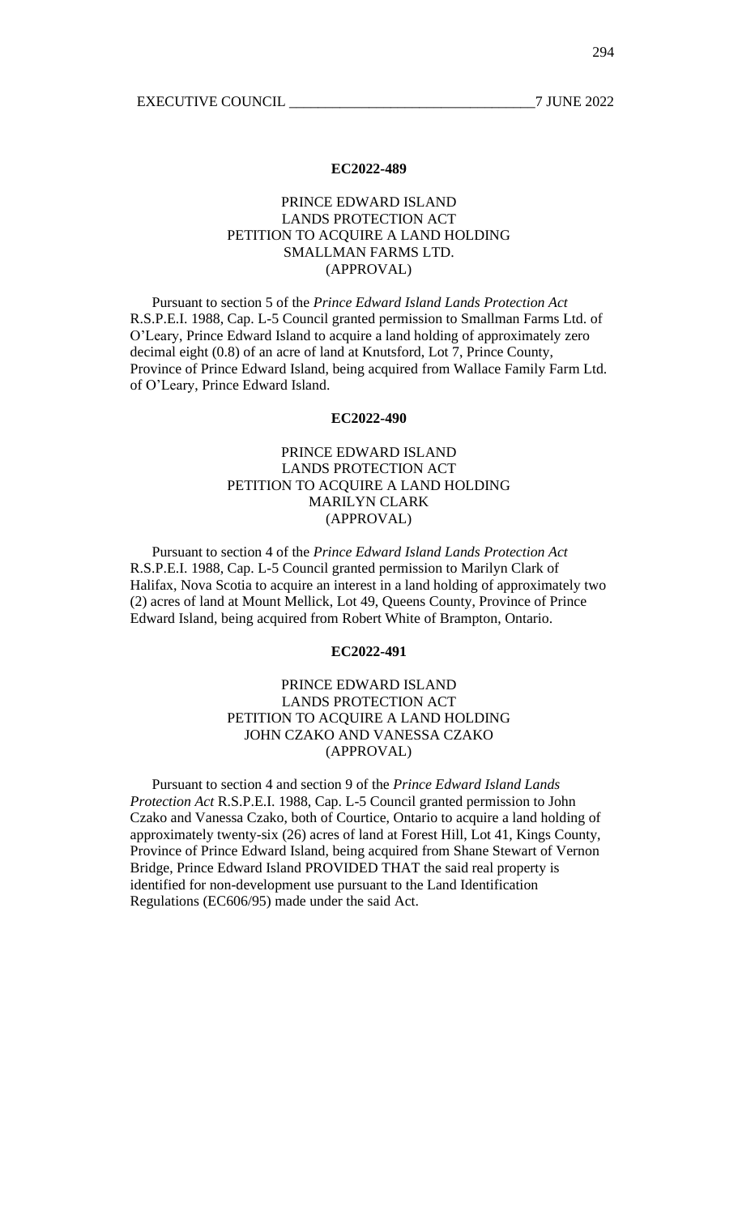**EC2022-489**

PRINCE EDWARD ISLAND
LANDS PROTECTION ACT
PETITION TO ACQUIRE A LAND HOLDING
SMALLMAN FARMS LTD.
(APPROVAL)

Pursuant to section 5 of the *Prince Edward Island Lands Protection Act* R.S.P.E.I. 1988, Cap. L-5 Council granted permission to Smallman Farms Ltd. of O'Leary, Prince Edward Island to acquire a land holding of approximately zero decimal eight (0.8) of an acre of land at Knutsford, Lot 7, Prince County, Province of Prince Edward Island, being acquired from Wallace Family Farm Ltd. of O'Leary, Prince Edward Island.

**EC2022-490**

PRINCE EDWARD ISLAND
LANDS PROTECTION ACT
PETITION TO ACQUIRE A LAND HOLDING
MARILYN CLARK
(APPROVAL)

Pursuant to section 4 of the *Prince Edward Island Lands Protection Act* R.S.P.E.I. 1988, Cap. L-5 Council granted permission to Marilyn Clark of Halifax, Nova Scotia to acquire an interest in a land holding of approximately two (2) acres of land at Mount Mellick, Lot 49, Queens County, Province of Prince Edward Island, being acquired from Robert White of Brampton, Ontario.

**EC2022-491**

PRINCE EDWARD ISLAND
LANDS PROTECTION ACT
PETITION TO ACQUIRE A LAND HOLDING
JOHN CZAKO AND VANESSA CZAKO
(APPROVAL)

Pursuant to section 4 and section 9 of the *Prince Edward Island Lands Protection Act* R.S.P.E.I. 1988, Cap. L-5 Council granted permission to John Czako and Vanessa Czako, both of Courtice, Ontario to acquire a land holding of approximately twenty-six (26) acres of land at Forest Hill, Lot 41, Kings County, Province of Prince Edward Island, being acquired from Shane Stewart of Vernon Bridge, Prince Edward Island PROVIDED THAT the said real property is identified for non-development use pursuant to the Land Identification Regulations (EC606/95) made under the said Act.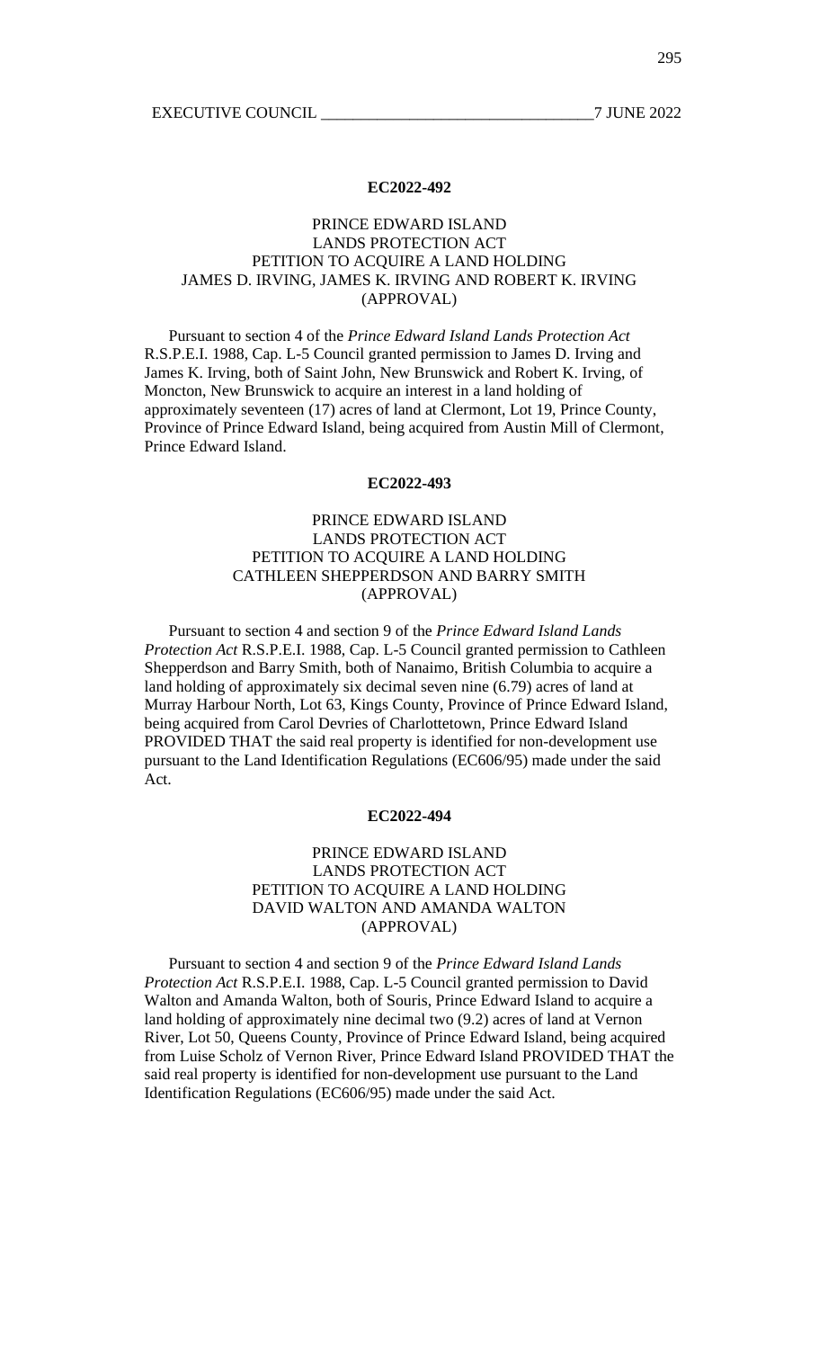**EC2022-492**

PRINCE EDWARD ISLAND
LANDS PROTECTION ACT
PETITION TO ACQUIRE A LAND HOLDING
JAMES D. IRVING, JAMES K. IRVING AND ROBERT K. IRVING
(APPROVAL)

Pursuant to section 4 of the *Prince Edward Island Lands Protection Act* R.S.P.E.I. 1988, Cap. L-5 Council granted permission to James D. Irving and James K. Irving, both of Saint John, New Brunswick and Robert K. Irving, of Moncton, New Brunswick to acquire an interest in a land holding of approximately seventeen (17) acres of land at Clermont, Lot 19, Prince County, Province of Prince Edward Island, being acquired from Austin Mill of Clermont, Prince Edward Island.

**EC2022-493**

PRINCE EDWARD ISLAND
LANDS PROTECTION ACT
PETITION TO ACQUIRE A LAND HOLDING
CATHLEEN SHEPPERDSON AND BARRY SMITH
(APPROVAL)

Pursuant to section 4 and section 9 of the *Prince Edward Island Lands Protection Act* R.S.P.E.I. 1988, Cap. L-5 Council granted permission to Cathleen Shepperdson and Barry Smith, both of Nanaimo, British Columbia to acquire a land holding of approximately six decimal seven nine (6.79) acres of land at Murray Harbour North, Lot 63, Kings County, Province of Prince Edward Island, being acquired from Carol Devries of Charlottetown, Prince Edward Island PROVIDED THAT the said real property is identified for non-development use pursuant to the Land Identification Regulations (EC606/95) made under the said Act.

**EC2022-494**

PRINCE EDWARD ISLAND
LANDS PROTECTION ACT
PETITION TO ACQUIRE A LAND HOLDING
DAVID WALTON AND AMANDA WALTON
(APPROVAL)

Pursuant to section 4 and section 9 of the *Prince Edward Island Lands Protection Act* R.S.P.E.I. 1988, Cap. L-5 Council granted permission to David Walton and Amanda Walton, both of Souris, Prince Edward Island to acquire a land holding of approximately nine decimal two (9.2) acres of land at Vernon River, Lot 50, Queens County, Province of Prince Edward Island, being acquired from Luise Scholz of Vernon River, Prince Edward Island PROVIDED THAT the said real property is identified for non-development use pursuant to the Land Identification Regulations (EC606/95) made under the said Act.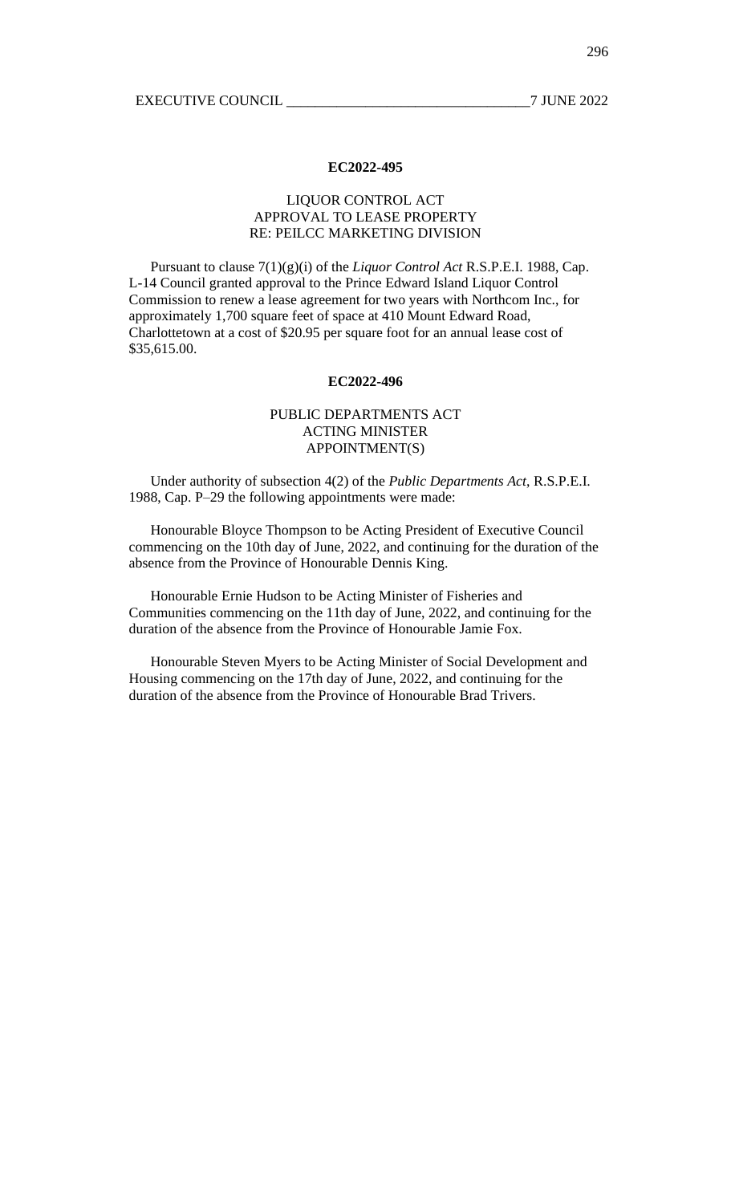**EC2022-495**

LIQUOR CONTROL ACT
APPROVAL TO LEASE PROPERTY
RE: PEILCC MARKETING DIVISION

Pursuant to clause 7(1)(g)(i) of the *Liquor Control Act* R.S.P.E.I. 1988, Cap. L-14 Council granted approval to the Prince Edward Island Liquor Control Commission to renew a lease agreement for two years with Northcom Inc., for approximately 1,700 square feet of space at 410 Mount Edward Road, Charlottetown at a cost of $20.95 per square foot for an annual lease cost of $35,615.00.

**EC2022-496**

PUBLIC DEPARTMENTS ACT
ACTING MINISTER
APPOINTMENT(S)

Under authority of subsection 4(2) of the *Public Departments Act*, R.S.P.E.I. 1988, Cap. P–29 the following appointments were made:

Honourable Bloyce Thompson to be Acting President of Executive Council commencing on the 10th day of June, 2022, and continuing for the duration of the absence from the Province of Honourable Dennis King.

Honourable Ernie Hudson to be Acting Minister of Fisheries and Communities commencing on the 11th day of June, 2022, and continuing for the duration of the absence from the Province of Honourable Jamie Fox.

Honourable Steven Myers to be Acting Minister of Social Development and Housing commencing on the 17th day of June, 2022, and continuing for the duration of the absence from the Province of Honourable Brad Trivers.